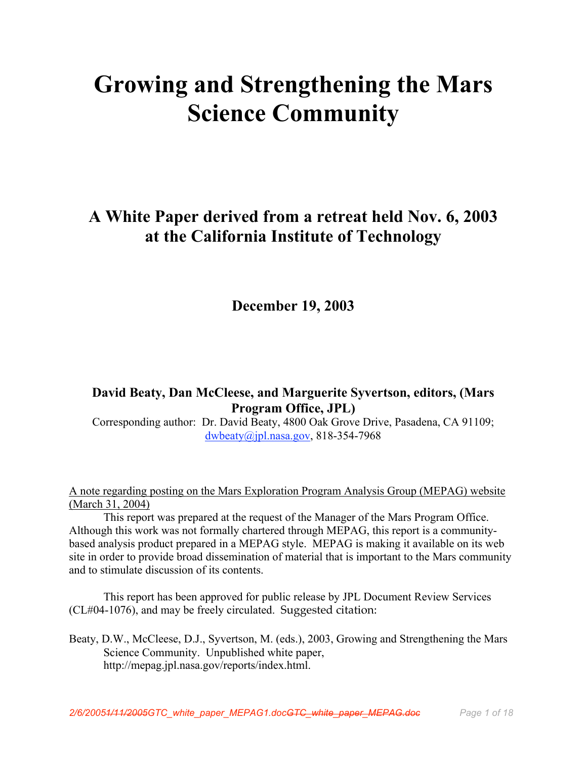# Growing and Strengthening the Mars Science Community

## A White Paper derived from a retreat held Nov. 6, 2003 at the California Institute of Technology

### December 19, 2003

**David Beaty, Dan McCleese, and Marguerite Syvertson, editors, (Mars Program Office, JPL)**

Corresponding author: Dr. David Beaty, 4800 Oak Grove Drive, Pasadena, CA 91109; dwbeaty@jpl.nasa.gov, 818-354-7968

A note regarding posting on the Mars Exploration Program Analysis Group (MEPAG) website (March 31, 2004)

This report was prepared at the request of the Manager of the Mars Program Office. Although this work was not formally chartered through MEPAG, this report is a community-based analysis product prepared in a MEPAG style. MEPAG is making it available on its web site in order to provide broad dissemination of material that is important to the Mars community and to stimulate discussion of its contents.

This report has been approved for public release by JPL Document Review Services (CL#04-1076), and may be freely circulated. Suggested citation:

Beaty, D.W., McCleese, D.J., Syvertson, M. (eds.), 2003, Growing and Strengthening the Mars Science Community. Unpublished white paper, http://mepag.jpl.nasa.gov/reports/index.html.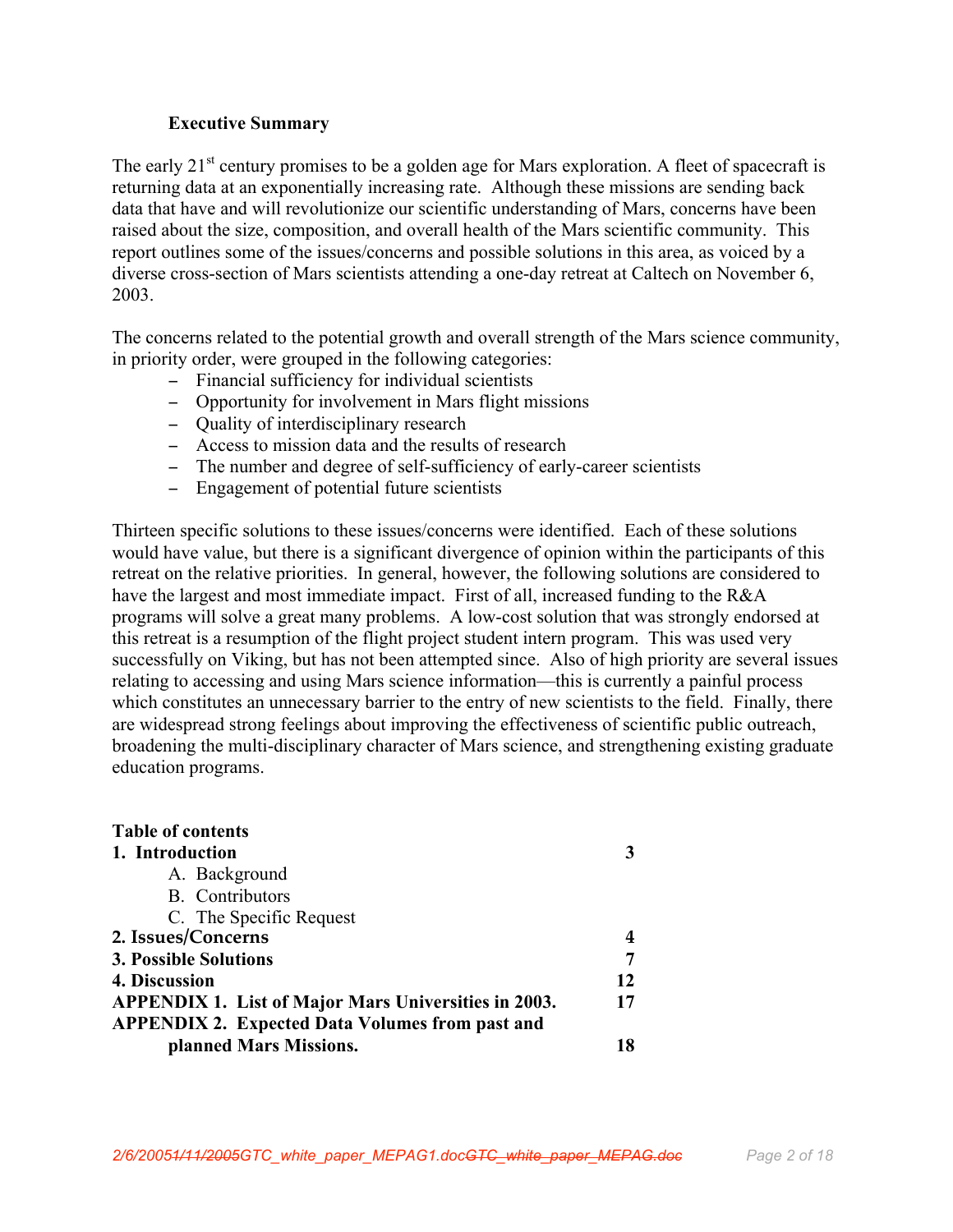## Executive Summary

The early 21st century promises to be a golden age for Mars exploration. A fleet of spacecraft is returning data at an exponentially increasing rate. Although these missions are sending back data that have and will revolutionize our scientific understanding of Mars, concerns have been raised about the size, composition, and overall health of the Mars scientific community. This report outlines some of the issues/concerns and possible solutions in this area, as voiced by a diverse cross-section of Mars scientists attending a one-day retreat at Caltech on November 6, 2003.

The concerns related to the potential growth and overall strength of the Mars science community, in priority order, were grouped in the following categories:

- Financial sufficiency for individual scientists
- Opportunity for involvement in Mars flight missions
- Quality of interdisciplinary research
- Access to mission data and the results of research
- The number and degree of self-sufficiency of early-career scientists
- Engagement of potential future scientists

Thirteen specific solutions to these issues/concerns were identified. Each of these solutions would have value, but there is a significant divergence of opinion within the participants of this retreat on the relative priorities. In general, however, the following solutions are considered to have the largest and most immediate impact. First of all, increased funding to the R&A programs will solve a great many problems. A low-cost solution that was strongly endorsed at this retreat is a resumption of the flight project student intern program. This was used very successfully on Viking, but has not been attempted since. Also of high priority are several issues relating to accessing and using Mars science information—this is currently a painful process which constitutes an unnecessary barrier to the entry of new scientists to the field. Finally, there are widespread strong feelings about improving the effectiveness of scientific public outreach, broadening the multi-disciplinary character of Mars science, and strengthening existing graduate education programs.

**Table of contents**

| | |
|---|---|
| **1. Introduction** | **3** |
| A. Background | |
| B. Contributors | |
| C. The Specific Request | |
| **2. Issues/Concerns** | **4** |
| **3. Possible Solutions** | **7** |
| **4. Discussion** | **12** |
| **APPENDIX 1. List of Major Mars Universities in 2003.** | **17** |
| **APPENDIX 2. Expected Data Volumes from past and planned Mars Missions.** | **18** |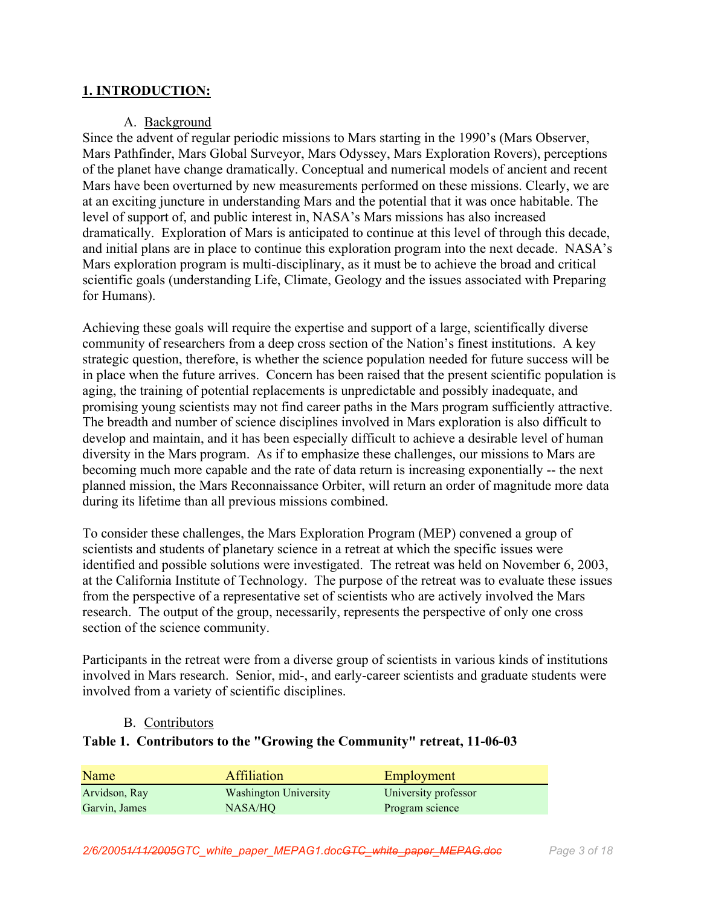## 1. INTRODUCTION:

### A. Background

Since the advent of regular periodic missions to Mars starting in the 1990's (Mars Observer, Mars Pathfinder, Mars Global Surveyor, Mars Odyssey, Mars Exploration Rovers), perceptions of the planet have change dramatically. Conceptual and numerical models of ancient and recent Mars have been overturned by new measurements performed on these missions. Clearly, we are at an exciting juncture in understanding Mars and the potential that it was once habitable. The level of support of, and public interest in, NASA's Mars missions has also increased dramatically. Exploration of Mars is anticipated to continue at this level of through this decade, and initial plans are in place to continue this exploration program into the next decade. NASA's Mars exploration program is multi-disciplinary, as it must be to achieve the broad and critical scientific goals (understanding Life, Climate, Geology and the issues associated with Preparing for Humans).

Achieving these goals will require the expertise and support of a large, scientifically diverse community of researchers from a deep cross section of the Nation's finest institutions. A key strategic question, therefore, is whether the science population needed for future success will be in place when the future arrives. Concern has been raised that the present scientific population is aging, the training of potential replacements is unpredictable and possibly inadequate, and promising young scientists may not find career paths in the Mars program sufficiently attractive. The breadth and number of science disciplines involved in Mars exploration is also difficult to develop and maintain, and it has been especially difficult to achieve a desirable level of human diversity in the Mars program. As if to emphasize these challenges, our missions to Mars are becoming much more capable and the rate of data return is increasing exponentially -- the next planned mission, the Mars Reconnaissance Orbiter, will return an order of magnitude more data during its lifetime than all previous missions combined.

To consider these challenges, the Mars Exploration Program (MEP) convened a group of scientists and students of planetary science in a retreat at which the specific issues were identified and possible solutions were investigated. The retreat was held on November 6, 2003, at the California Institute of Technology. The purpose of the retreat was to evaluate these issues from the perspective of a representative set of scientists who are actively involved the Mars research. The output of the group, necessarily, represents the perspective of only one cross section of the science community.

Participants in the retreat were from a diverse group of scientists in various kinds of institutions involved in Mars research. Senior, mid-, and early-career scientists and graduate students were involved from a variety of scientific disciplines.

### B. Contributors

**Table 1. Contributors to the "Growing the Community" retreat, 11-06-03**

| Name | Affiliation | Employment |
|---|---|---|
| Arvidson, Ray | Washington University | University professor |
| Garvin, James | NASA/HQ | Program science |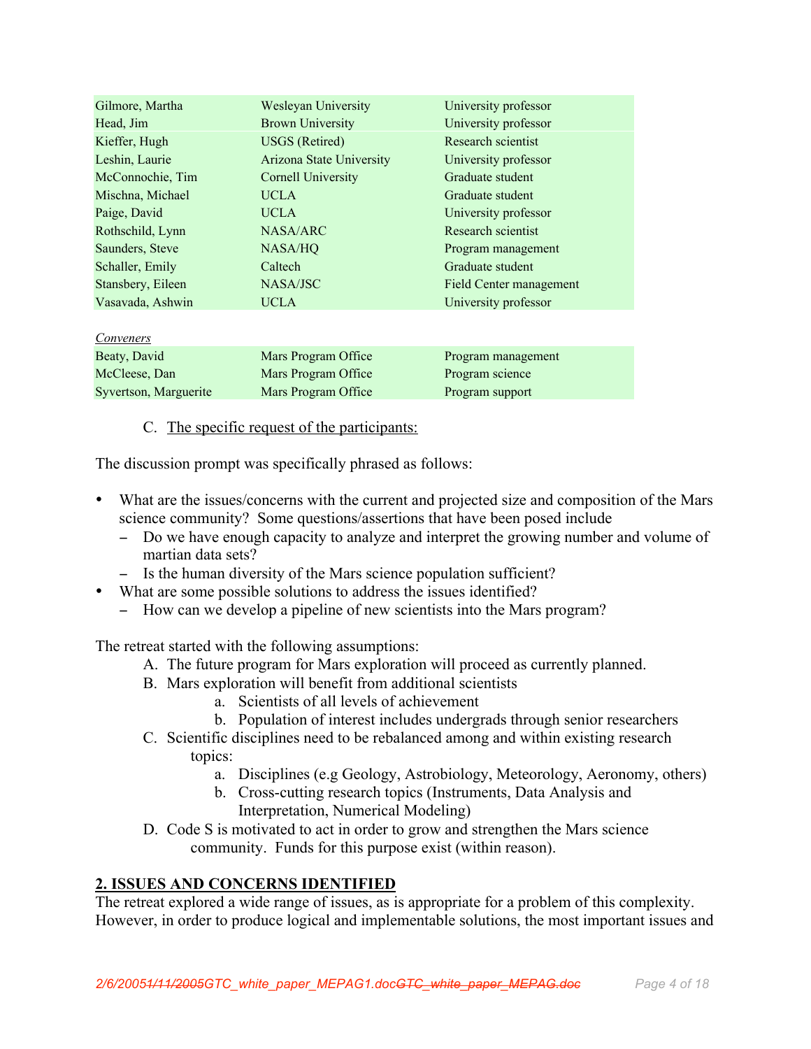| | | |
|---|---|---|
| Gilmore, Martha | Wesleyan University | University professor |
| Head, Jim | Brown University | University professor |
| Kieffer, Hugh | USGS (Retired) | Research scientist |
| Leshin, Laurie | Arizona State University | University professor |
| McConnochie, Tim | Cornell University | Graduate student |
| Mischna, Michael | UCLA | Graduate student |
| Paige, David | UCLA | University professor |
| Rothschild, Lynn | NASA/ARC | Research scientist |
| Saunders, Steve | NASA/HQ | Program management |
| Schaller, Emily | Caltech | Graduate student |
| Stansbery, Eileen | NASA/JSC | Field Center management |
| Vasavada, Ashwin | UCLA | University professor |

*Conveners*

| | | |
|---|---|---|
| Beaty, David | Mars Program Office | Program management |
| McCleese, Dan | Mars Program Office | Program science |
| Syvertson, Marguerite | Mars Program Office | Program support |

C. The specific request of the participants:

The discussion prompt was specifically phrased as follows:

- What are the issues/concerns with the current and projected size and composition of the Mars science community? Some questions/assertions that have been posed include
  - Do we have enough capacity to analyze and interpret the growing number and volume of martian data sets?
  - Is the human diversity of the Mars science population sufficient?
- What are some possible solutions to address the issues identified?
  - How can we develop a pipeline of new scientists into the Mars program?

The retreat started with the following assumptions:

A. The future program for Mars exploration will proceed as currently planned.
B. Mars exploration will benefit from additional scientists
   a. Scientists of all levels of achievement
   b. Population of interest includes undergrads through senior researchers
C. Scientific disciplines need to be rebalanced among and within existing research topics:
   a. Disciplines (e.g Geology, Astrobiology, Meteorology, Aeronomy, others)
   b. Cross-cutting research topics (Instruments, Data Analysis and Interpretation, Numerical Modeling)
D. Code S is motivated to act in order to grow and strengthen the Mars science community. Funds for this purpose exist (within reason).

## 2. ISSUES AND CONCERNS IDENTIFIED

The retreat explored a wide range of issues, as is appropriate for a problem of this complexity. However, in order to produce logical and implementable solutions, the most important issues and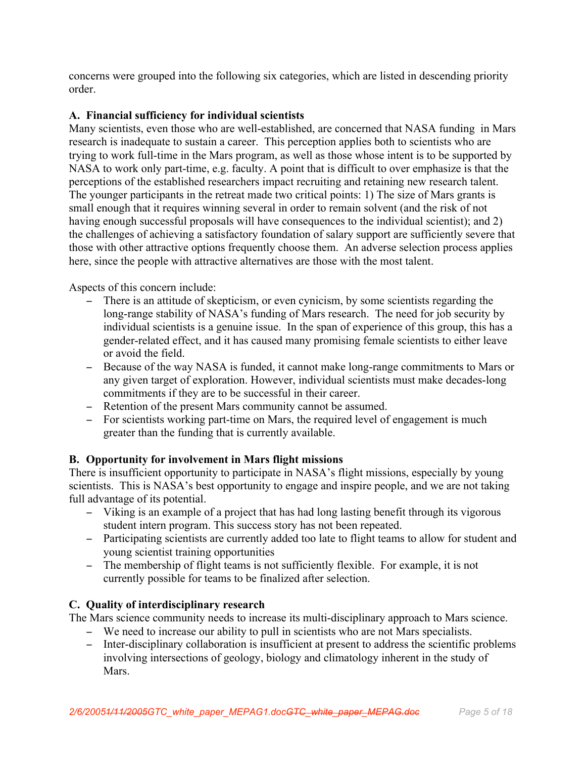concerns were grouped into the following six categories, which are listed in descending priority order.

**A. Financial sufficiency for individual scientists**

Many scientists, even those who are well-established, are concerned that NASA funding in Mars research is inadequate to sustain a career. This perception applies both to scientists who are trying to work full-time in the Mars program, as well as those whose intent is to be supported by NASA to work only part-time, e.g. faculty. A point that is difficult to over emphasize is that the perceptions of the established researchers impact recruiting and retaining new research talent. The younger participants in the retreat made two critical points: 1) The size of Mars grants is small enough that it requires winning several in order to remain solvent (and the risk of not having enough successful proposals will have consequences to the individual scientist); and 2) the challenges of achieving a satisfactory foundation of salary support are sufficiently severe that those with other attractive options frequently choose them. An adverse selection process applies here, since the people with attractive alternatives are those with the most talent.

Aspects of this concern include:

- There is an attitude of skepticism, or even cynicism, by some scientists regarding the long-range stability of NASA's funding of Mars research. The need for job security by individual scientists is a genuine issue. In the span of experience of this group, this has a gender-related effect, and it has caused many promising female scientists to either leave or avoid the field.
- Because of the way NASA is funded, it cannot make long-range commitments to Mars or any given target of exploration. However, individual scientists must make decades-long commitments if they are to be successful in their career.
- Retention of the present Mars community cannot be assumed.
- For scientists working part-time on Mars, the required level of engagement is much greater than the funding that is currently available.

**B. Opportunity for involvement in Mars flight missions**

There is insufficient opportunity to participate in NASA's flight missions, especially by young scientists. This is NASA's best opportunity to engage and inspire people, and we are not taking full advantage of its potential.

- Viking is an example of a project that has had long lasting benefit through its vigorous student intern program. This success story has not been repeated.
- Participating scientists are currently added too late to flight teams to allow for student and young scientist training opportunities
- The membership of flight teams is not sufficiently flexible. For example, it is not currently possible for teams to be finalized after selection.

**C. Quality of interdisciplinary research**

The Mars science community needs to increase its multi-disciplinary approach to Mars science.

- We need to increase our ability to pull in scientists who are not Mars specialists.
- Inter-disciplinary collaboration is insufficient at present to address the scientific problems involving intersections of geology, biology and climatology inherent in the study of Mars.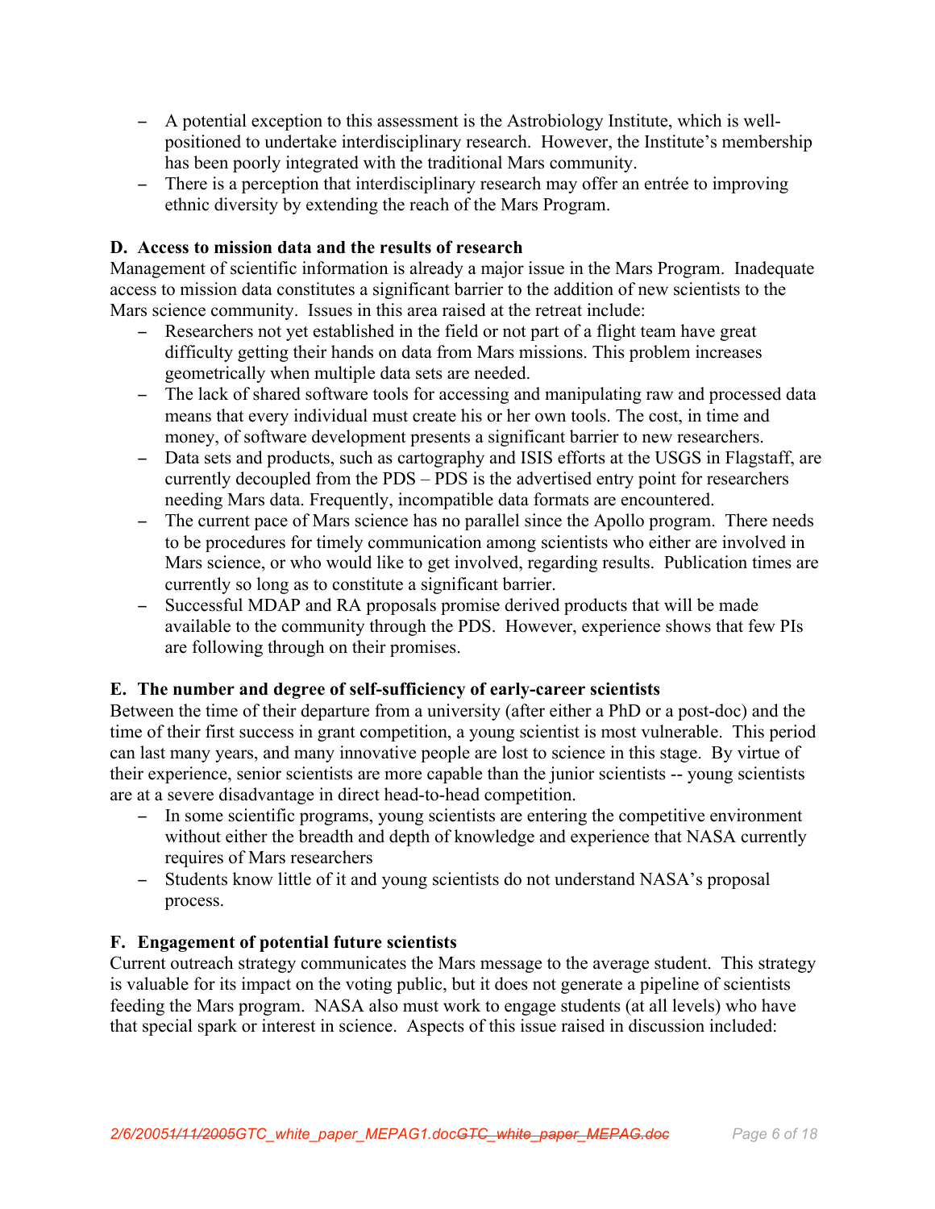- A potential exception to this assessment is the Astrobiology Institute, which is well-positioned to undertake interdisciplinary research. However, the Institute's membership has been poorly integrated with the traditional Mars community.
- There is a perception that interdisciplinary research may offer an entrée to improving ethnic diversity by extending the reach of the Mars Program.

**D. Access to mission data and the results of research**

Management of scientific information is already a major issue in the Mars Program. Inadequate access to mission data constitutes a significant barrier to the addition of new scientists to the Mars science community. Issues in this area raised at the retreat include:

- Researchers not yet established in the field or not part of a flight team have great difficulty getting their hands on data from Mars missions. This problem increases geometrically when multiple data sets are needed.
- The lack of shared software tools for accessing and manipulating raw and processed data means that every individual must create his or her own tools. The cost, in time and money, of software development presents a significant barrier to new researchers.
- Data sets and products, such as cartography and ISIS efforts at the USGS in Flagstaff, are currently decoupled from the PDS – PDS is the advertised entry point for researchers needing Mars data. Frequently, incompatible data formats are encountered.
- The current pace of Mars science has no parallel since the Apollo program. There needs to be procedures for timely communication among scientists who either are involved in Mars science, or who would like to get involved, regarding results. Publication times are currently so long as to constitute a significant barrier.
- Successful MDAP and RA proposals promise derived products that will be made available to the community through the PDS. However, experience shows that few PIs are following through on their promises.

**E. The number and degree of self-sufficiency of early-career scientists**

Between the time of their departure from a university (after either a PhD or a post-doc) and the time of their first success in grant competition, a young scientist is most vulnerable. This period can last many years, and many innovative people are lost to science in this stage. By virtue of their experience, senior scientists are more capable than the junior scientists -- young scientists are at a severe disadvantage in direct head-to-head competition.

- In some scientific programs, young scientists are entering the competitive environment without either the breadth and depth of knowledge and experience that NASA currently requires of Mars researchers
- Students know little of it and young scientists do not understand NASA's proposal process.

**F. Engagement of potential future scientists**

Current outreach strategy communicates the Mars message to the average student. This strategy is valuable for its impact on the voting public, but it does not generate a pipeline of scientists feeding the Mars program. NASA also must work to engage students (at all levels) who have that special spark or interest in science. Aspects of this issue raised in discussion included: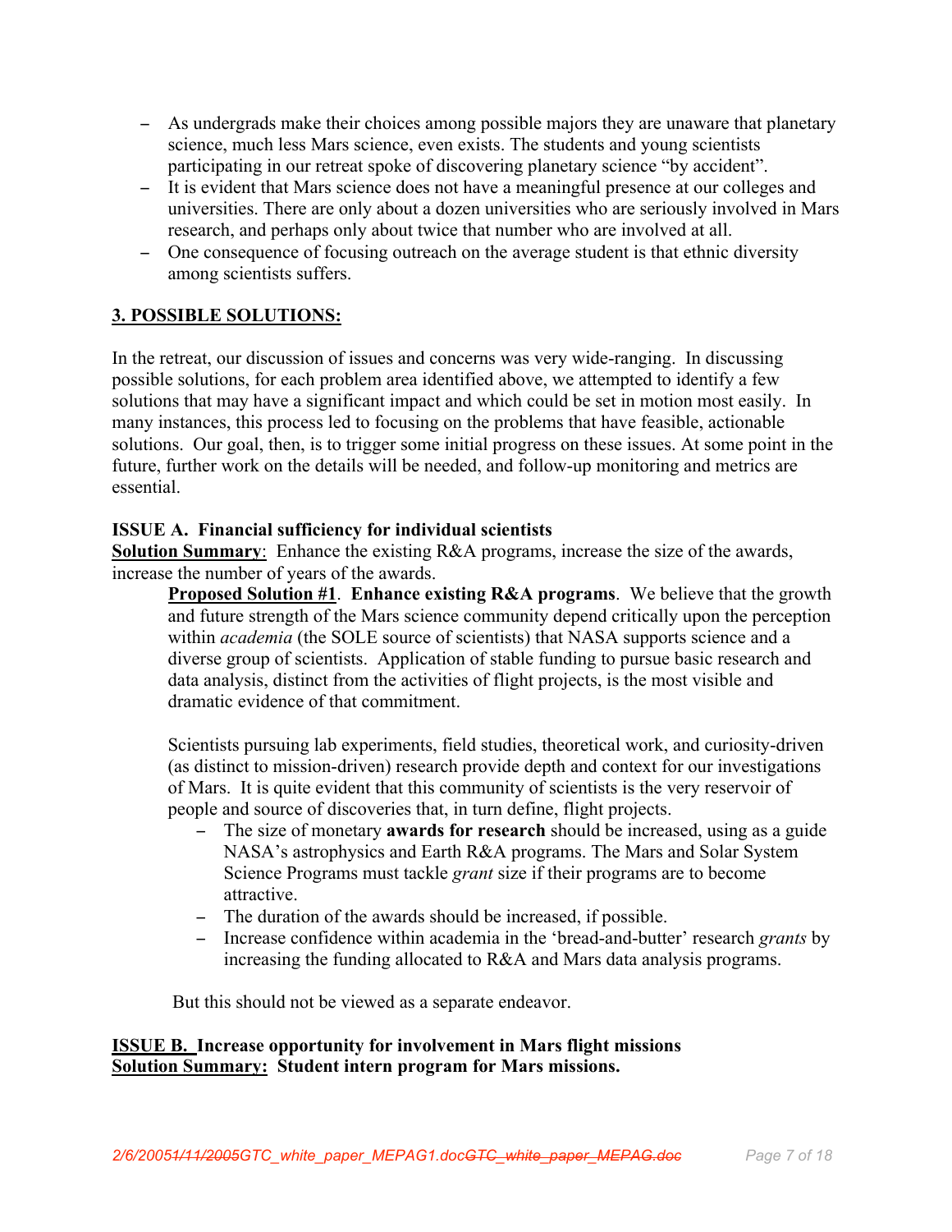- As undergrads make their choices among possible majors they are unaware that planetary science, much less Mars science, even exists. The students and young scientists participating in our retreat spoke of discovering planetary science "by accident".
- It is evident that Mars science does not have a meaningful presence at our colleges and universities. There are only about a dozen universities who are seriously involved in Mars research, and perhaps only about twice that number who are involved at all.
- One consequence of focusing outreach on the average student is that ethnic diversity among scientists suffers.

## 3. POSSIBLE SOLUTIONS:

In the retreat, our discussion of issues and concerns was very wide-ranging. In discussing possible solutions, for each problem area identified above, we attempted to identify a few solutions that may have a significant impact and which could be set in motion most easily. In many instances, this process led to focusing on the problems that have feasible, actionable solutions. Our goal, then, is to trigger some initial progress on these issues. At some point in the future, further work on the details will be needed, and follow-up monitoring and metrics are essential.

**ISSUE A. Financial sufficiency for individual scientists**
**Solution Summary**: Enhance the existing R&A programs, increase the size of the awards, increase the number of years of the awards.

> **Proposed Solution #1**. **Enhance existing R&A programs**. We believe that the growth and future strength of the Mars science community depend critically upon the perception within *academia* (the SOLE source of scientists) that NASA supports science and a diverse group of scientists. Application of stable funding to pursue basic research and data analysis, distinct from the activities of flight projects, is the most visible and dramatic evidence of that commitment.
>
> Scientists pursuing lab experiments, field studies, theoretical work, and curiosity-driven (as distinct to mission-driven) research provide depth and context for our investigations of Mars. It is quite evident that this community of scientists is the very reservoir of people and source of discoveries that, in turn define, flight projects.
>
> - The size of monetary **awards for research** should be increased, using as a guide NASA's astrophysics and Earth R&A programs. The Mars and Solar System Science Programs must tackle *grant* size if their programs are to become attractive.
> - The duration of the awards should be increased, if possible.
> - Increase confidence within academia in the 'bread-and-butter' research *grants* by increasing the funding allocated to R&A and Mars data analysis programs.
>
> But this should not be viewed as a separate endeavor.

**ISSUE B. Increase opportunity for involvement in Mars flight missions**
**Solution Summary: Student intern program for Mars missions.**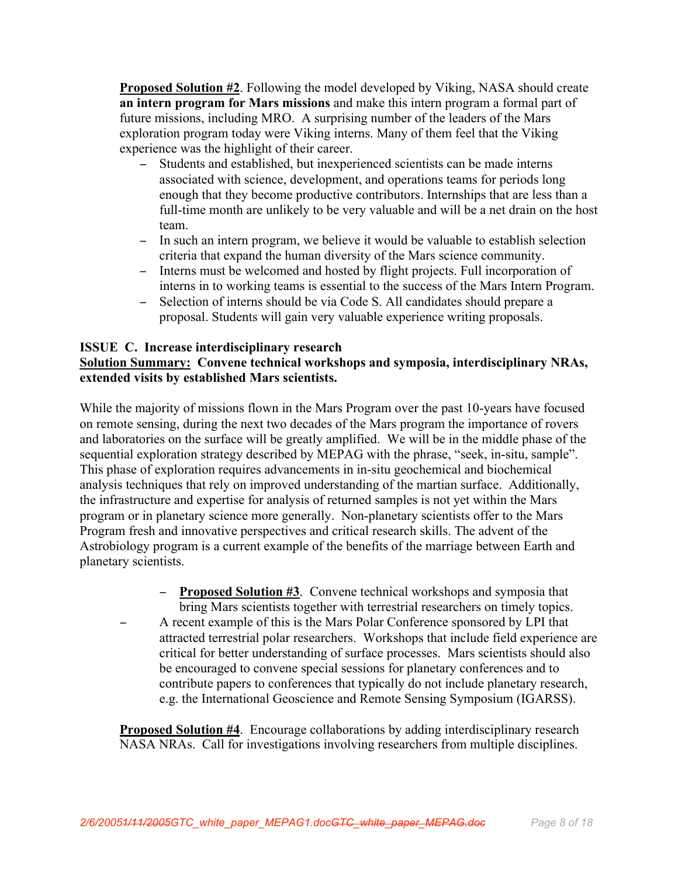**Proposed Solution #2**. Following the model developed by Viking, NASA should create **an intern program for Mars missions** and make this intern program a formal part of future missions, including MRO. A surprising number of the leaders of the Mars exploration program today were Viking interns. Many of them feel that the Viking experience was the highlight of their career.

- Students and established, but inexperienced scientists can be made interns associated with science, development, and operations teams for periods long enough that they become productive contributors. Internships that are less than a full-time month are unlikely to be very valuable and will be a net drain on the host team.
- In such an intern program, we believe it would be valuable to establish selection criteria that expand the human diversity of the Mars science community.
- Interns must be welcomed and hosted by flight projects. Full incorporation of interns in to working teams is essential to the success of the Mars Intern Program.
- Selection of interns should be via Code S. All candidates should prepare a proposal. Students will gain very valuable experience writing proposals.

**ISSUE C. Increase interdisciplinary research**
**Solution Summary: Convene technical workshops and symposia, interdisciplinary NRAs, extended visits by established Mars scientists.**

While the majority of missions flown in the Mars Program over the past 10-years have focused on remote sensing, during the next two decades of the Mars program the importance of rovers and laboratories on the surface will be greatly amplified. We will be in the middle phase of the sequential exploration strategy described by MEPAG with the phrase, "seek, in-situ, sample". This phase of exploration requires advancements in in-situ geochemical and biochemical analysis techniques that rely on improved understanding of the martian surface. Additionally, the infrastructure and expertise for analysis of returned samples is not yet within the Mars program or in planetary science more generally. Non-planetary scientists offer to the Mars Program fresh and innovative perspectives and critical research skills. The advent of the Astrobiology program is a current example of the benefits of the marriage between Earth and planetary scientists.

- **Proposed Solution #3**. Convene technical workshops and symposia that bring Mars scientists together with terrestrial researchers on timely topics.
- A recent example of this is the Mars Polar Conference sponsored by LPI that attracted terrestrial polar researchers. Workshops that include field experience are critical for better understanding of surface processes. Mars scientists should also be encouraged to convene special sessions for planetary conferences and to contribute papers to conferences that typically do not include planetary research, e.g. the International Geoscience and Remote Sensing Symposium (IGARSS).

**Proposed Solution #4**. Encourage collaborations by adding interdisciplinary research NASA NRAs. Call for investigations involving researchers from multiple disciplines.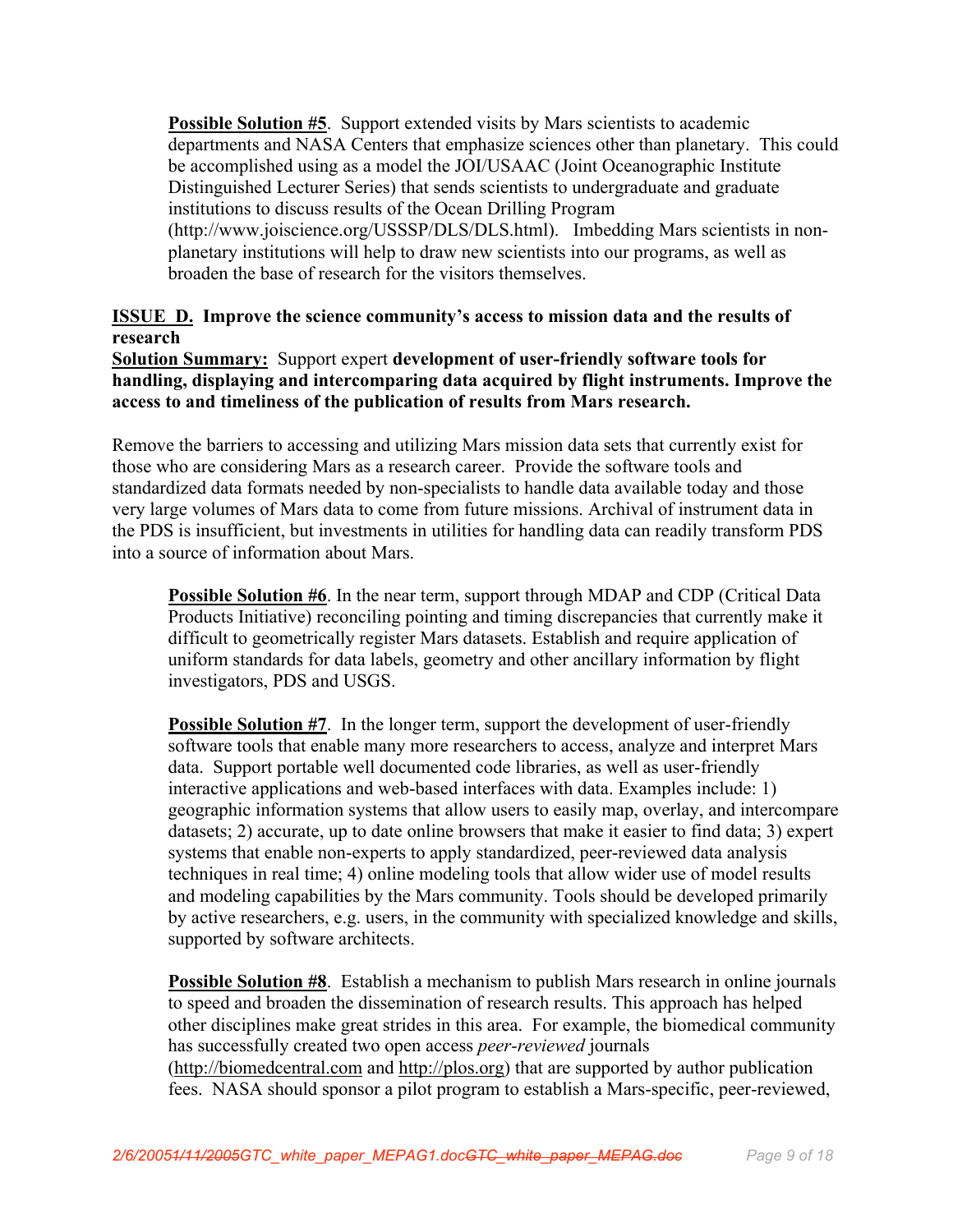**Possible Solution #5**. Support extended visits by Mars scientists to academic departments and NASA Centers that emphasize sciences other than planetary. This could be accomplished using as a model the JOI/USAAC (Joint Oceanographic Institute Distinguished Lecturer Series) that sends scientists to undergraduate and graduate institutions to discuss results of the Ocean Drilling Program (http://www.joiscience.org/USSSP/DLS/DLS.html). Imbedding Mars scientists in non-planetary institutions will help to draw new scientists into our programs, as well as broaden the base of research for the visitors themselves.

**ISSUE D. Improve the science community's access to mission data and the results of research**

**Solution Summary:** Support expert **development of user-friendly software tools for handling, displaying and intercomparing data acquired by flight instruments. Improve the access to and timeliness of the publication of results from Mars research.**

Remove the barriers to accessing and utilizing Mars mission data sets that currently exist for those who are considering Mars as a research career. Provide the software tools and standardized data formats needed by non-specialists to handle data available today and those very large volumes of Mars data to come from future missions. Archival of instrument data in the PDS is insufficient, but investments in utilities for handling data can readily transform PDS into a source of information about Mars.

**Possible Solution #6**. In the near term, support through MDAP and CDP (Critical Data Products Initiative) reconciling pointing and timing discrepancies that currently make it difficult to geometrically register Mars datasets. Establish and require application of uniform standards for data labels, geometry and other ancillary information by flight investigators, PDS and USGS.

**Possible Solution #7**. In the longer term, support the development of user-friendly software tools that enable many more researchers to access, analyze and interpret Mars data. Support portable well documented code libraries, as well as user-friendly interactive applications and web-based interfaces with data. Examples include: 1) geographic information systems that allow users to easily map, overlay, and intercompare datasets; 2) accurate, up to date online browsers that make it easier to find data; 3) expert systems that enable non-experts to apply standardized, peer-reviewed data analysis techniques in real time; 4) online modeling tools that allow wider use of model results and modeling capabilities by the Mars community. Tools should be developed primarily by active researchers, e.g. users, in the community with specialized knowledge and skills, supported by software architects.

**Possible Solution #8**. Establish a mechanism to publish Mars research in online journals to speed and broaden the dissemination of research results. This approach has helped other disciplines make great strides in this area. For example, the biomedical community has successfully created two open access *peer-reviewed* journals (http://biomedcentral.com and http://plos.org) that are supported by author publication fees. NASA should sponsor a pilot program to establish a Mars-specific, peer-reviewed,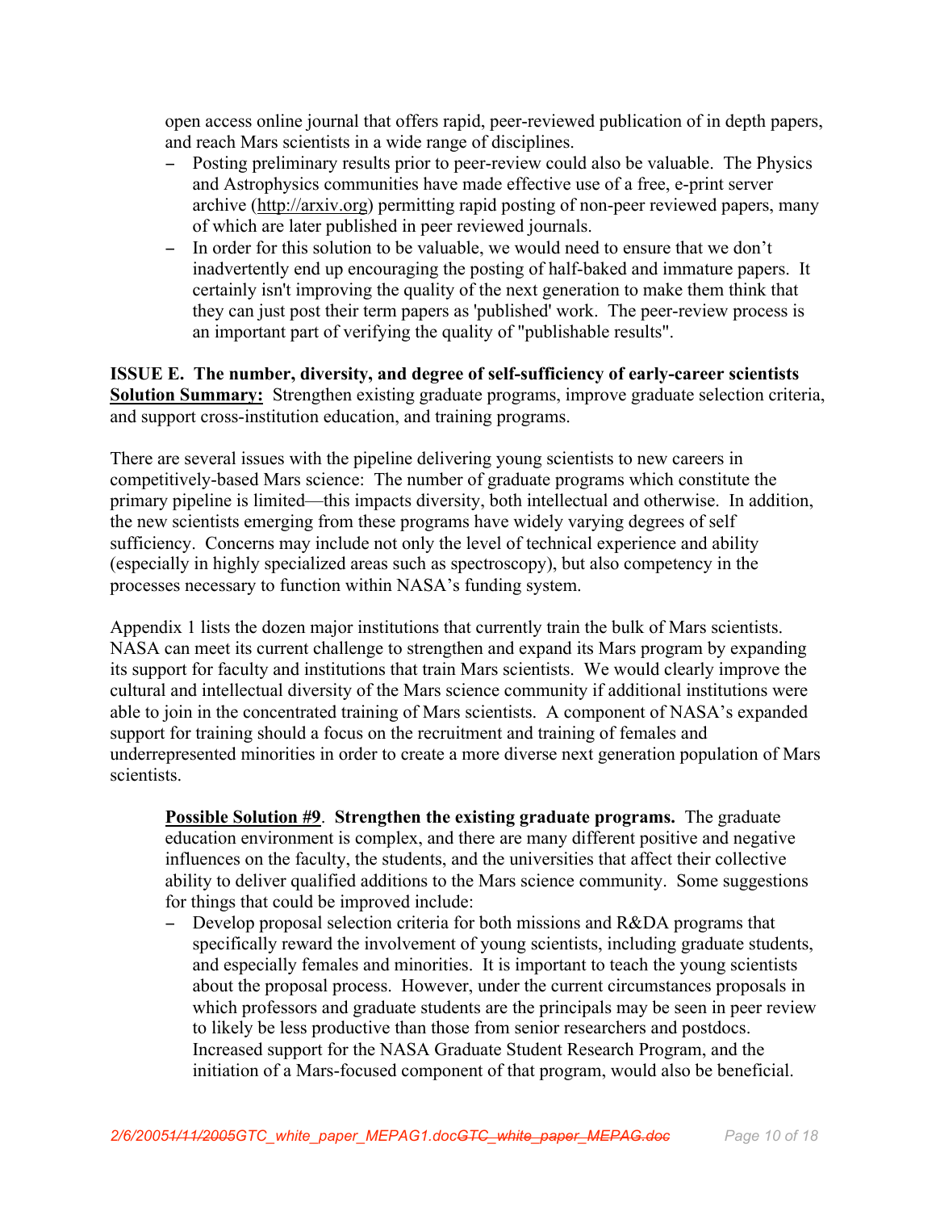open access online journal that offers rapid, peer-reviewed publication of in depth papers, and reach Mars scientists in a wide range of disciplines.

- Posting preliminary results prior to peer-review could also be valuable. The Physics and Astrophysics communities have made effective use of a free, e-print server archive (http://arxiv.org) permitting rapid posting of non-peer reviewed papers, many of which are later published in peer reviewed journals.
- In order for this solution to be valuable, we would need to ensure that we don't inadvertently end up encouraging the posting of half-baked and immature papers. It certainly isn't improving the quality of the next generation to make them think that they can just post their term papers as 'published' work. The peer-review process is an important part of verifying the quality of "publishable results".

**ISSUE E. The number, diversity, and degree of self-sufficiency of early-career scientists**
**Solution Summary:** Strengthen existing graduate programs, improve graduate selection criteria, and support cross-institution education, and training programs.

There are several issues with the pipeline delivering young scientists to new careers in competitively-based Mars science: The number of graduate programs which constitute the primary pipeline is limited—this impacts diversity, both intellectual and otherwise. In addition, the new scientists emerging from these programs have widely varying degrees of self sufficiency. Concerns may include not only the level of technical experience and ability (especially in highly specialized areas such as spectroscopy), but also competency in the processes necessary to function within NASA's funding system.

Appendix 1 lists the dozen major institutions that currently train the bulk of Mars scientists. NASA can meet its current challenge to strengthen and expand its Mars program by expanding its support for faculty and institutions that train Mars scientists. We would clearly improve the cultural and intellectual diversity of the Mars science community if additional institutions were able to join in the concentrated training of Mars scientists. A component of NASA's expanded support for training should a focus on the recruitment and training of females and underrepresented minorities in order to create a more diverse next generation population of Mars scientists.

**Possible Solution #9. Strengthen the existing graduate programs.** The graduate education environment is complex, and there are many different positive and negative influences on the faculty, the students, and the universities that affect their collective ability to deliver qualified additions to the Mars science community. Some suggestions for things that could be improved include:

- Develop proposal selection criteria for both missions and R&DA programs that specifically reward the involvement of young scientists, including graduate students, and especially females and minorities. It is important to teach the young scientists about the proposal process. However, under the current circumstances proposals in which professors and graduate students are the principals may be seen in peer review to likely be less productive than those from senior researchers and postdocs. Increased support for the NASA Graduate Student Research Program, and the initiation of a Mars-focused component of that program, would also be beneficial.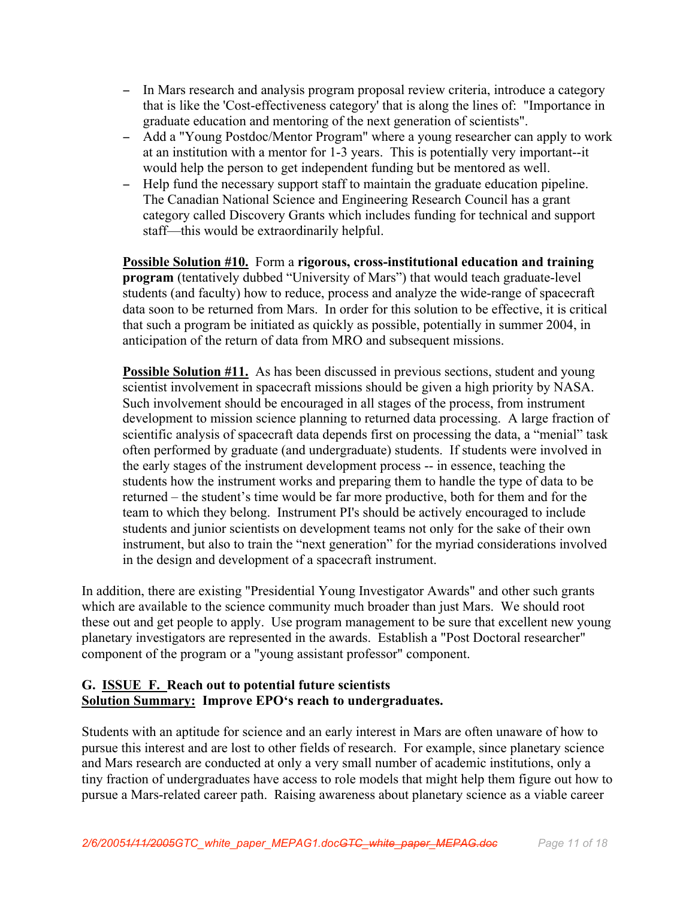- In Mars research and analysis program proposal review criteria, introduce a category that is like the 'Cost-effectiveness category' that is along the lines of: "Importance in graduate education and mentoring of the next generation of scientists".
- Add a "Young Postdoc/Mentor Program" where a young researcher can apply to work at an institution with a mentor for 1-3 years. This is potentially very important--it would help the person to get independent funding but be mentored as well.
- Help fund the necessary support staff to maintain the graduate education pipeline. The Canadian National Science and Engineering Research Council has a grant category called Discovery Grants which includes funding for technical and support staff—this would be extraordinarily helpful.

**Possible Solution #10.** Form a **rigorous, cross-institutional education and training program** (tentatively dubbed "University of Mars") that would teach graduate-level students (and faculty) how to reduce, process and analyze the wide-range of spacecraft data soon to be returned from Mars. In order for this solution to be effective, it is critical that such a program be initiated as quickly as possible, potentially in summer 2004, in anticipation of the return of data from MRO and subsequent missions.

**Possible Solution #11.** As has been discussed in previous sections, student and young scientist involvement in spacecraft missions should be given a high priority by NASA. Such involvement should be encouraged in all stages of the process, from instrument development to mission science planning to returned data processing. A large fraction of scientific analysis of spacecraft data depends first on processing the data, a "menial" task often performed by graduate (and undergraduate) students. If students were involved in the early stages of the instrument development process -- in essence, teaching the students how the instrument works and preparing them to handle the type of data to be returned – the student's time would be far more productive, both for them and for the team to which they belong. Instrument PI's should be actively encouraged to include students and junior scientists on development teams not only for the sake of their own instrument, but also to train the "next generation" for the myriad considerations involved in the design and development of a spacecraft instrument.

In addition, there are existing "Presidential Young Investigator Awards" and other such grants which are available to the science community much broader than just Mars. We should root these out and get people to apply. Use program management to be sure that excellent new young planetary investigators are represented in the awards. Establish a "Post Doctoral researcher" component of the program or a "young assistant professor" component.

### G. ISSUE F. Reach out to potential future scientists
**Solution Summary: Improve EPO's reach to undergraduates.**

Students with an aptitude for science and an early interest in Mars are often unaware of how to pursue this interest and are lost to other fields of research. For example, since planetary science and Mars research are conducted at only a very small number of academic institutions, only a tiny fraction of undergraduates have access to role models that might help them figure out how to pursue a Mars-related career path. Raising awareness about planetary science as a viable career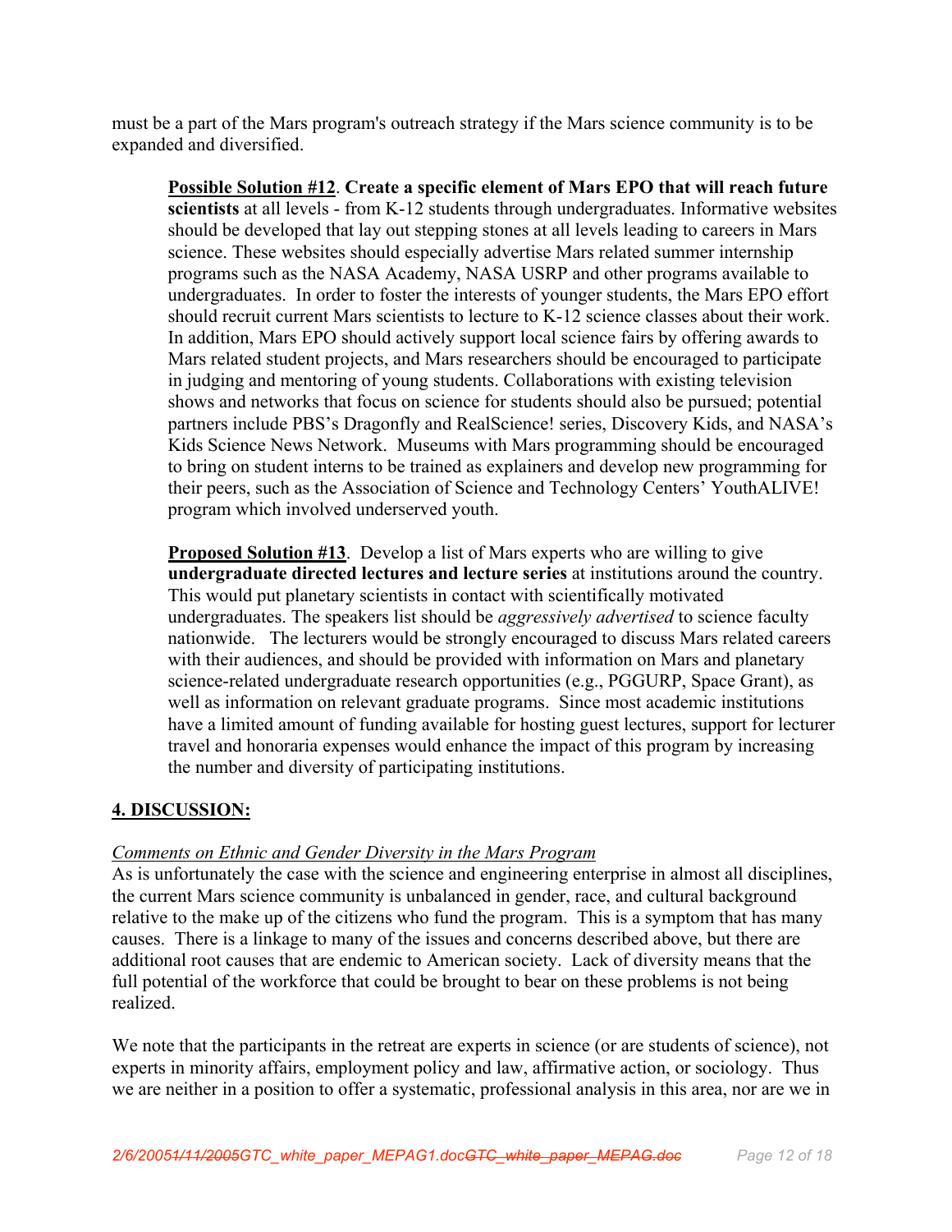must be a part of the Mars program's outreach strategy if the Mars science community is to be expanded and diversified.

> **Possible Solution #12**. **Create a specific element of Mars EPO that will reach future scientists** at all levels - from K-12 students through undergraduates. Informative websites should be developed that lay out stepping stones at all levels leading to careers in Mars science. These websites should especially advertise Mars related summer internship programs such as the NASA Academy, NASA USRP and other programs available to undergraduates. In order to foster the interests of younger students, the Mars EPO effort should recruit current Mars scientists to lecture to K-12 science classes about their work. In addition, Mars EPO should actively support local science fairs by offering awards to Mars related student projects, and Mars researchers should be encouraged to participate in judging and mentoring of young students. Collaborations with existing television shows and networks that focus on science for students should also be pursued; potential partners include PBS's Dragonfly and RealScience! series, Discovery Kids, and NASA's Kids Science News Network. Museums with Mars programming should be encouraged to bring on student interns to be trained as explainers and develop new programming for their peers, such as the Association of Science and Technology Centers' YouthALIVE! program which involved underserved youth.

> **Proposed Solution #13**. Develop a list of Mars experts who are willing to give **undergraduate directed lectures and lecture series** at institutions around the country. This would put planetary scientists in contact with scientifically motivated undergraduates. The speakers list should be *aggressively advertised* to science faculty nationwide. The lecturers would be strongly encouraged to discuss Mars related careers with their audiences, and should be provided with information on Mars and planetary science-related undergraduate research opportunities (e.g., PGGURP, Space Grant), as well as information on relevant graduate programs. Since most academic institutions have a limited amount of funding available for hosting guest lectures, support for lecturer travel and honoraria expenses would enhance the impact of this program by increasing the number and diversity of participating institutions.

## 4. DISCUSSION:

*Comments on Ethnic and Gender Diversity in the Mars Program*

As is unfortunately the case with the science and engineering enterprise in almost all disciplines, the current Mars science community is unbalanced in gender, race, and cultural background relative to the make up of the citizens who fund the program. This is a symptom that has many causes. There is a linkage to many of the issues and concerns described above, but there are additional root causes that are endemic to American society. Lack of diversity means that the full potential of the workforce that could be brought to bear on these problems is not being realized.

We note that the participants in the retreat are experts in science (or are students of science), not experts in minority affairs, employment policy and law, affirmative action, or sociology. Thus we are neither in a position to offer a systematic, professional analysis in this area, nor are we in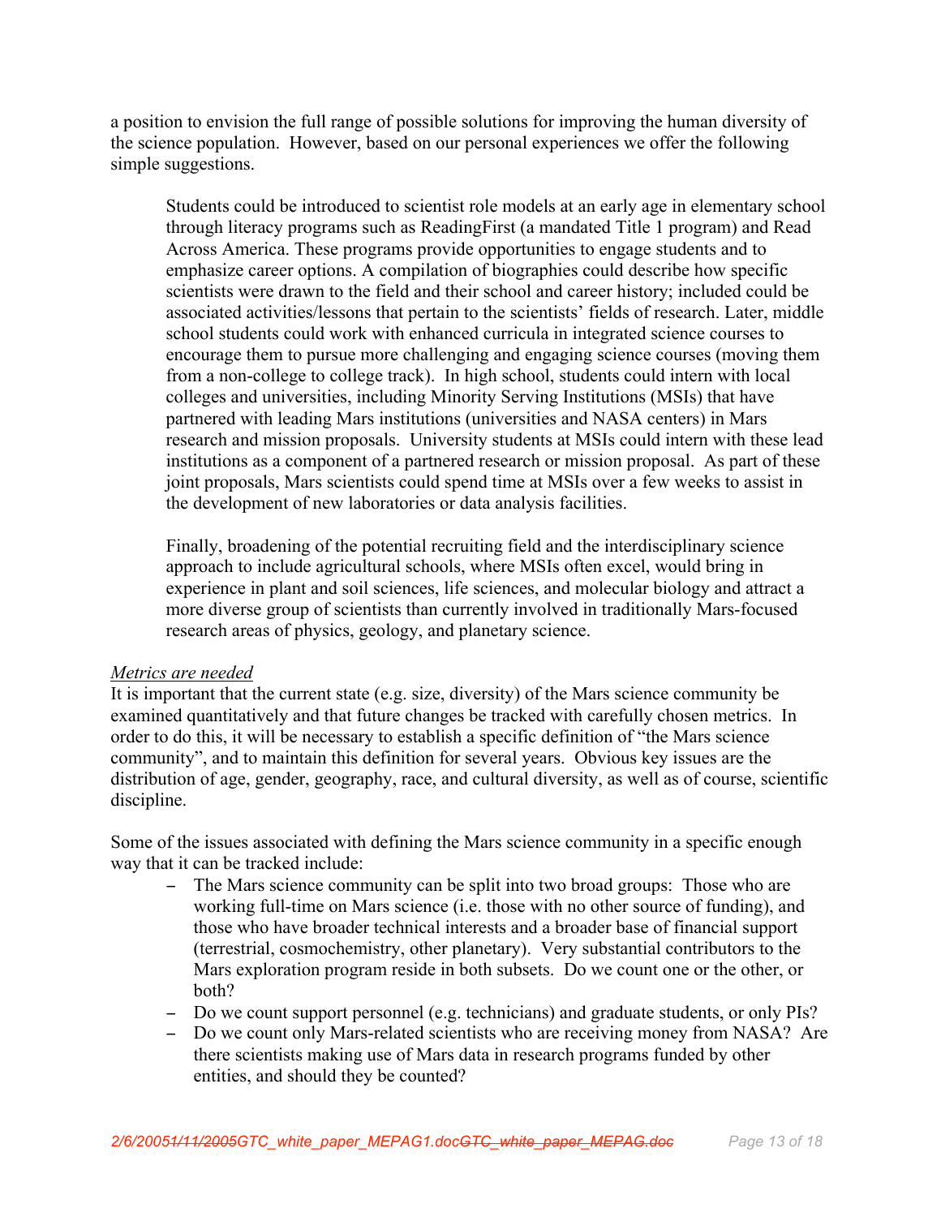a position to envision the full range of possible solutions for improving the human diversity of the science population. However, based on our personal experiences we offer the following simple suggestions.

> Students could be introduced to scientist role models at an early age in elementary school through literacy programs such as ReadingFirst (a mandated Title 1 program) and Read Across America. These programs provide opportunities to engage students and to emphasize career options. A compilation of biographies could describe how specific scientists were drawn to the field and their school and career history; included could be associated activities/lessons that pertain to the scientists' fields of research. Later, middle school students could work with enhanced curricula in integrated science courses to encourage them to pursue more challenging and engaging science courses (moving them from a non-college to college track). In high school, students could intern with local colleges and universities, including Minority Serving Institutions (MSIs) that have partnered with leading Mars institutions (universities and NASA centers) in Mars research and mission proposals. University students at MSIs could intern with these lead institutions as a component of a partnered research or mission proposal. As part of these joint proposals, Mars scientists could spend time at MSIs over a few weeks to assist in the development of new laboratories or data analysis facilities.
>
> Finally, broadening of the potential recruiting field and the interdisciplinary science approach to include agricultural schools, where MSIs often excel, would bring in experience in plant and soil sciences, life sciences, and molecular biology and attract a more diverse group of scientists than currently involved in traditionally Mars-focused research areas of physics, geology, and planetary science.

*Metrics are needed*

It is important that the current state (e.g. size, diversity) of the Mars science community be examined quantitatively and that future changes be tracked with carefully chosen metrics. In order to do this, it will be necessary to establish a specific definition of "the Mars science community", and to maintain this definition for several years. Obvious key issues are the distribution of age, gender, geography, race, and cultural diversity, as well as of course, scientific discipline.

Some of the issues associated with defining the Mars science community in a specific enough way that it can be tracked include:

- The Mars science community can be split into two broad groups: Those who are working full-time on Mars science (i.e. those with no other source of funding), and those who have broader technical interests and a broader base of financial support (terrestrial, cosmochemistry, other planetary). Very substantial contributors to the Mars exploration program reside in both subsets. Do we count one or the other, or both?
- Do we count support personnel (e.g. technicians) and graduate students, or only PIs?
- Do we count only Mars-related scientists who are receiving money from NASA? Are there scientists making use of Mars data in research programs funded by other entities, and should they be counted?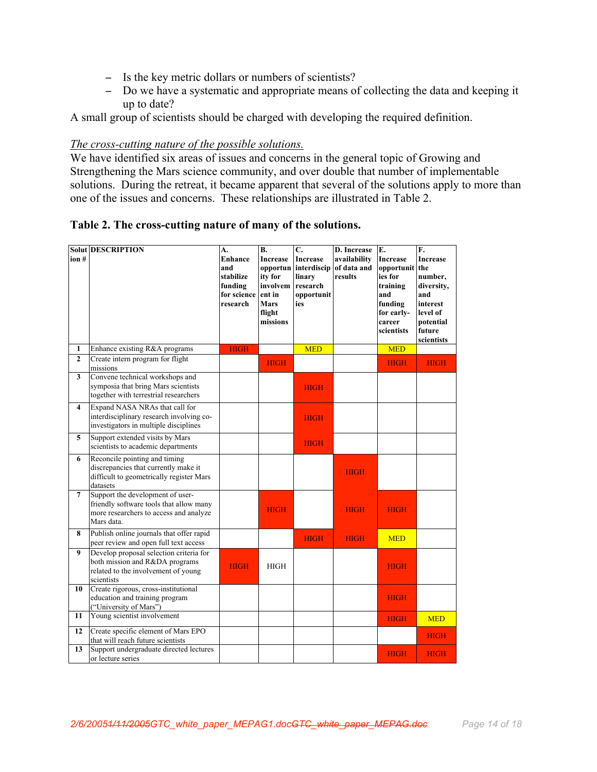- Is the key metric dollars or numbers of scientists?
- Do we have a systematic and appropriate means of collecting the data and keeping it up to date?

A small group of scientists should be charged with developing the required definition.

*The cross-cutting nature of the possible solutions.*

We have identified six areas of issues and concerns in the general topic of Growing and Strengthening the Mars science community, and over double that number of implementable solutions. During the retreat, it became apparent that several of the solutions apply to more than one of the issues and concerns. These relationships are illustrated in Table 2.

**Table 2. The cross-cutting nature of many of the solutions.**

| Solution # | DESCRIPTION | A. Enhance and stabilize funding for science research | B. Increase opportunity for involvement in Mars flight missions | C. Increase interdisciplinary research opportunities | D. Increase availability of data and results | E. Increase opportunities for training and funding for early-career scientists | F. Increase the number, diversity, and interest level of potential future scientists |
|---|---|---|---|---|---|---|---|
| 1 | Enhance existing R&A programs | HIGH | | MED | | MED | |
| 2 | Create intern program for flight missions | | HIGH | | | HIGH | HIGH |
| 3 | Convene technical workshops and symposia that bring Mars scientists together with terrestrial researchers | | | HIGH | | | |
| 4 | Expand NASA NRAs that call for interdisciplinary research involving co-investigators in multiple disciplines | | | HIGH | | | |
| 5 | Support extended visits by Mars scientists to academic departments | | | HIGH | | | |
| 6 | Reconcile pointing and timing discrepancies that currently make it difficult to geometrically register Mars datasets | | | | HIGH | | |
| 7 | Support the development of user-friendly software tools that allow many more researchers to access and analyze Mars data. | | HIGH | | HIGH | HIGH | |
| 8 | Publish online journals that offer rapid peer review and open full text access | | | HIGH | HIGH | MED | |
| 9 | Develop proposal selection criteria for both mission and R&DA programs related to the involvement of young scientists | HIGH | HIGH | | | HIGH | |
| 10 | Create rigorous, cross-institutional education and training program ("University of Mars") | | | | | HIGH | |
| 11 | Young scientist involvement | | | | | HIGH | MED |
| 12 | Create specific element of Mars EPO that will reach future scientists | | | | | | HIGH |
| 13 | Support undergraduate directed lectures or lecture series | | | | | HIGH | HIGH |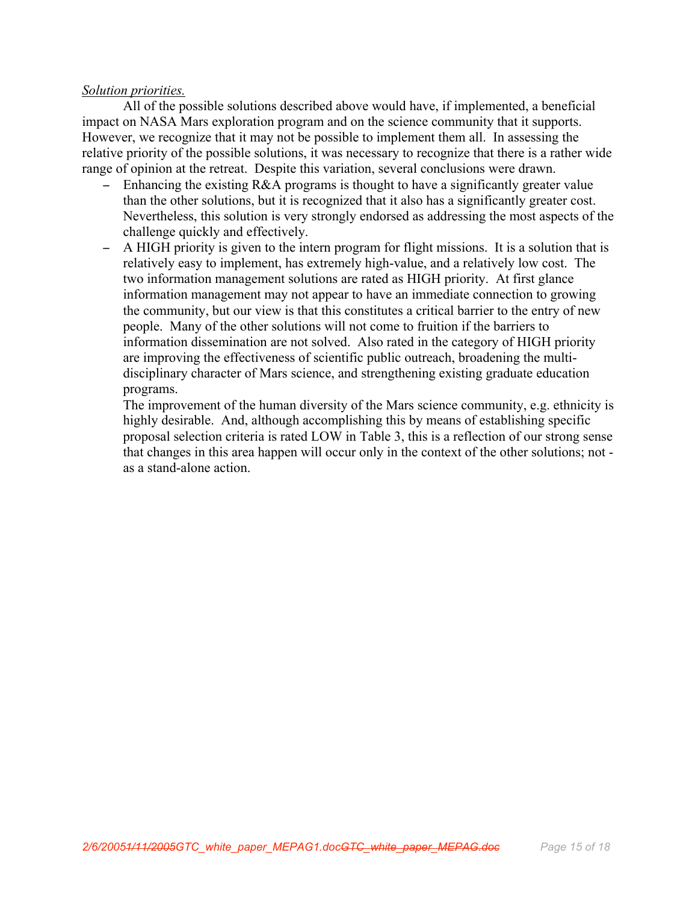*Solution priorities.*

All of the possible solutions described above would have, if implemented, a beneficial impact on NASA Mars exploration program and on the science community that it supports. However, we recognize that it may not be possible to implement them all. In assessing the relative priority of the possible solutions, it was necessary to recognize that there is a rather wide range of opinion at the retreat. Despite this variation, several conclusions were drawn.

- Enhancing the existing R&A programs is thought to have a significantly greater value than the other solutions, but it is recognized that it also has a significantly greater cost. Nevertheless, this solution is very strongly endorsed as addressing the most aspects of the challenge quickly and effectively.
- A HIGH priority is given to the intern program for flight missions. It is a solution that is relatively easy to implement, has extremely high-value, and a relatively low cost. The two information management solutions are rated as HIGH priority. At first glance information management may not appear to have an immediate connection to growing the community, but our view is that this constitutes a critical barrier to the entry of new people. Many of the other solutions will not come to fruition if the barriers to information dissemination are not solved. Also rated in the category of HIGH priority are improving the effectiveness of scientific public outreach, broadening the multi-disciplinary character of Mars science, and strengthening existing graduate education programs.

  The improvement of the human diversity of the Mars science community, e.g. ethnicity is highly desirable. And, although accomplishing this by means of establishing specific proposal selection criteria is rated LOW in Table 3, this is a reflection of our strong sense that changes in this area happen will occur only in the context of the other solutions; not - as a stand-alone action.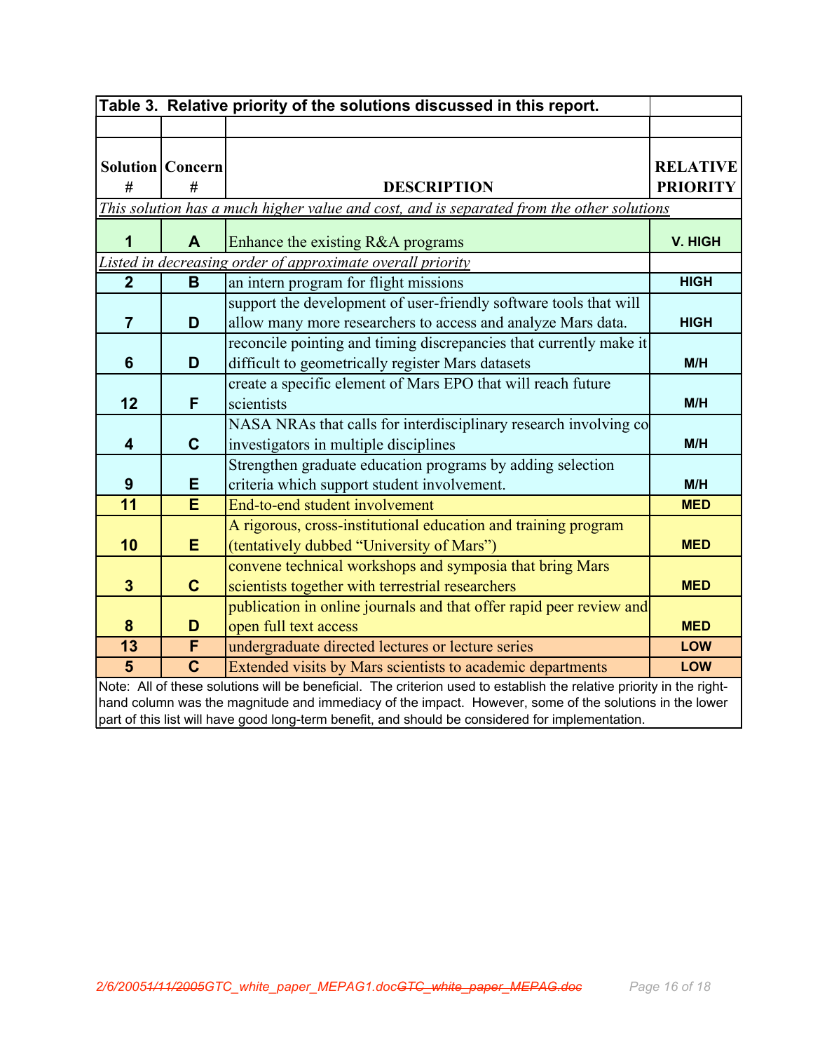**Table 3. Relative priority of the solutions discussed in this report.**

| Solution # | Concern # | DESCRIPTION | RELATIVE PRIORITY |
|---|---|---|---|
| *This solution has a much higher value and cost, and is separated from the other solutions* | | | |
| **1** | **A** | Enhance the existing R&A programs | **V. HIGH** |
| *Listed in decreasing order of approximate overall priority* | | | |
| **2** | **B** | an intern program for flight missions | **HIGH** |
| **7** | **D** | support the development of user-friendly software tools that will allow many more researchers to access and analyze Mars data. | **HIGH** |
| **6** | **D** | reconcile pointing and timing discrepancies that currently make it difficult to geometrically register Mars datasets | **M/H** |
| **12** | **F** | create a specific element of Mars EPO that will reach future scientists | **M/H** |
| **4** | **C** | NASA NRAs that calls for interdisciplinary research involving co investigators in multiple disciplines | **M/H** |
| **9** | **E** | Strengthen graduate education programs by adding selection criteria which support student involvement. | **M/H** |
| **11** | **E** | End-to-end student involvement | **MED** |
| **10** | **E** | A rigorous, cross-institutional education and training program (tentatively dubbed "University of Mars") | **MED** |
| **3** | **C** | convene technical workshops and symposia that bring Mars scientists together with terrestrial researchers | **MED** |
| **8** | **D** | publication in online journals and that offer rapid peer review and open full text access | **MED** |
| **13** | **F** | undergraduate directed lectures or lecture series | **LOW** |
| **5** | **C** | Extended visits by Mars scientists to academic departments | **LOW** |

Note: All of these solutions will be beneficial. The criterion used to establish the relative priority in the right-hand column was the magnitude and immediacy of the impact. However, some of the solutions in the lower part of this list will have good long-term benefit, and should be considered for implementation.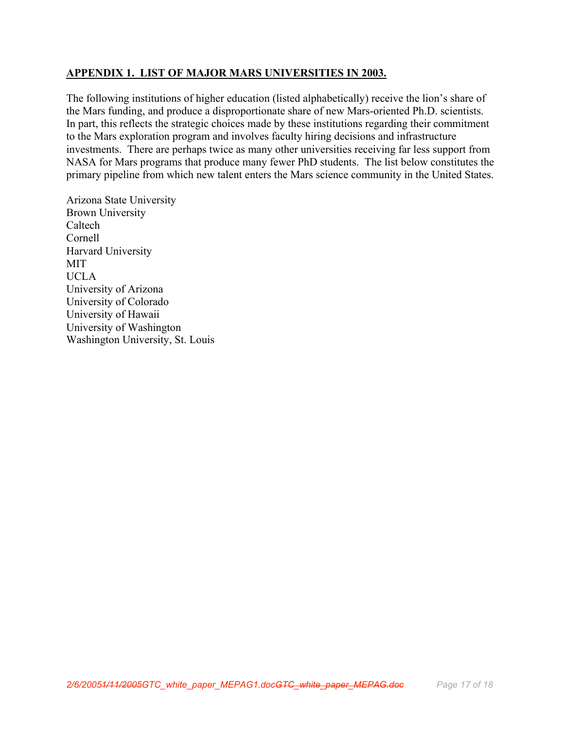## APPENDIX 1. LIST OF MAJOR MARS UNIVERSITIES IN 2003.

The following institutions of higher education (listed alphabetically) receive the lion's share of the Mars funding, and produce a disproportionate share of new Mars-oriented Ph.D. scientists. In part, this reflects the strategic choices made by these institutions regarding their commitment to the Mars exploration program and involves faculty hiring decisions and infrastructure investments. There are perhaps twice as many other universities receiving far less support from NASA for Mars programs that produce many fewer PhD students. The list below constitutes the primary pipeline from which new talent enters the Mars science community in the United States.

Arizona State University
Brown University
Caltech
Cornell
Harvard University
MIT
UCLA
University of Arizona
University of Colorado
University of Hawaii
University of Washington
Washington University, St. Louis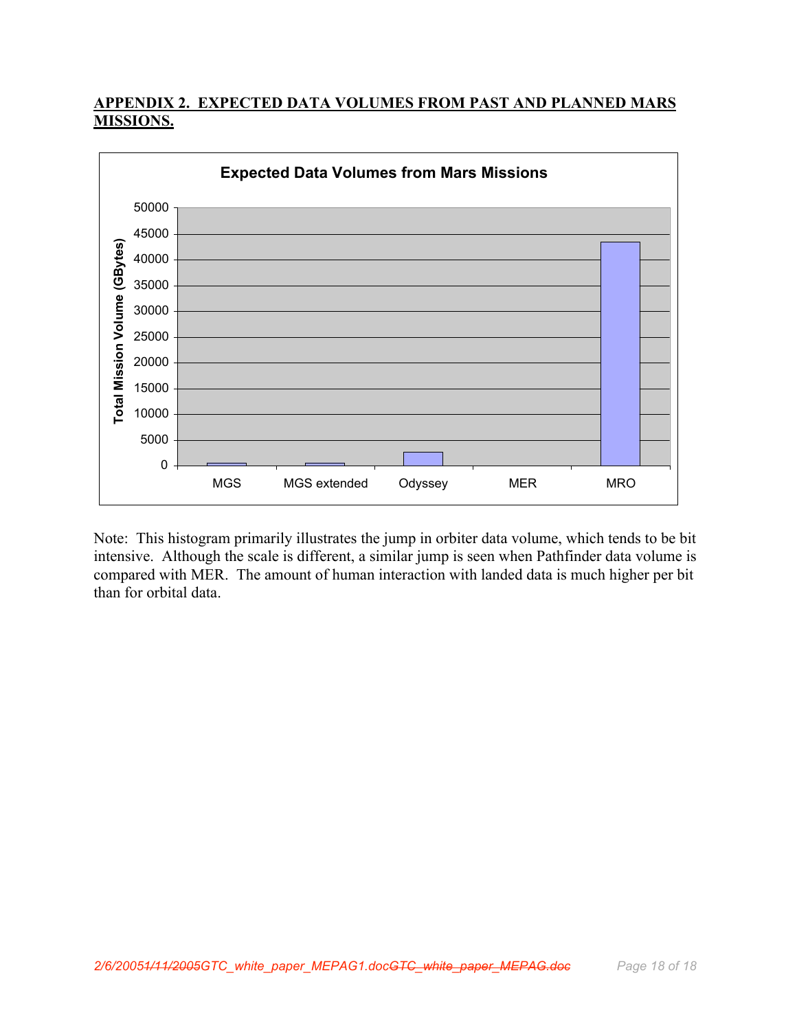## APPENDIX 2. EXPECTED DATA VOLUMES FROM PAST AND PLANNED MARS MISSIONS.

Expected Data Volumes from Mars Missions

Total Mission Volume (GBytes)

50000
45000
40000
35000
30000
25000
20000
15000
10000
5000
0

MGS
MGS extended
Odyssey
MER
MRO

Note: This histogram primarily illustrates the jump in orbiter data volume, which tends to be bit intensive. Although the scale is different, a similar jump is seen when Pathfinder data volume is compared with MER. The amount of human interaction with landed data is much higher per bit than for orbital data.